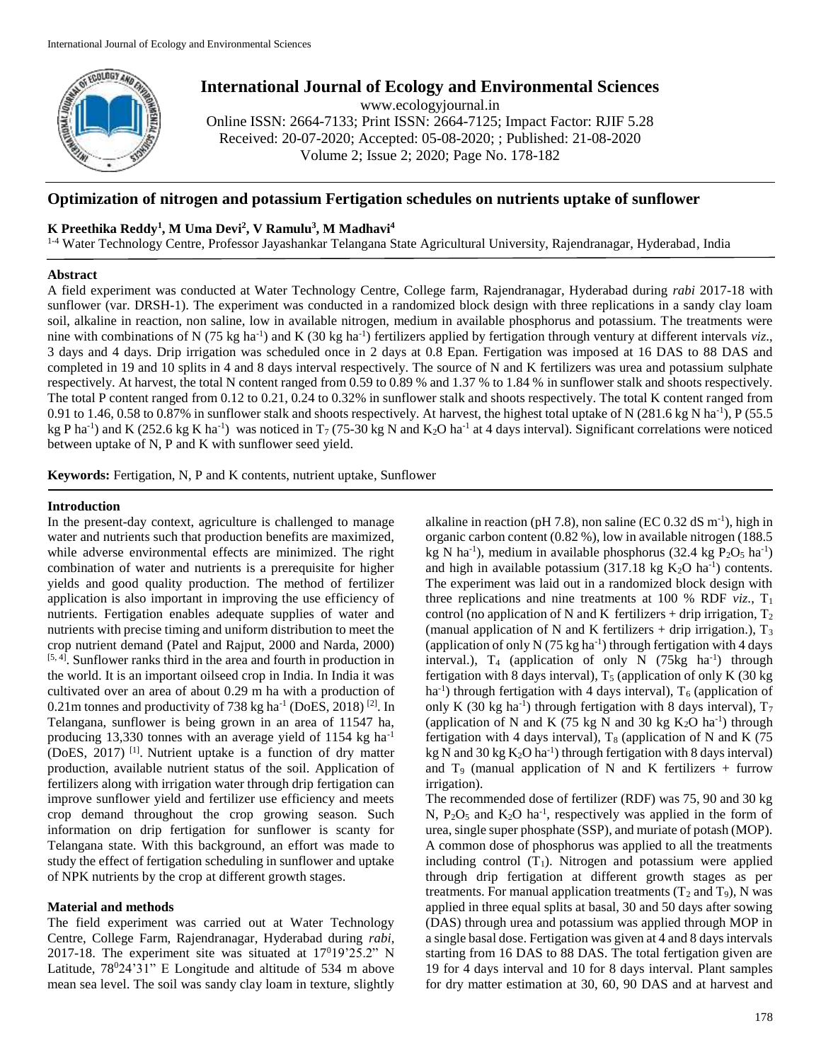# International Journal of Ecology and Environmental Sciences

www.ecologyjournal.in
Online ISSN: 2664-7133; Print ISSN: 2664-7125; Impact Factor: RJIF 5.28
Received: 20-07-2020; Accepted: 05-08-2020; ; Published: 21-08-2020
Volume 2; Issue 2; 2020; Page No. 178-182

## Optimization of nitrogen and potassium Fertigation schedules on nutrients uptake of sunflower

**K Preethika Reddy[1], M Uma Devi[2], V Ramulu[3], M Madhavi[4]**

[1-4] Water Technology Centre, Professor Jayashankar Telangana State Agricultural University, Rajendranagar, Hyderabad, India

### Abstract

A field experiment was conducted at Water Technology Centre, College farm, Rajendranagar, Hyderabad during *rabi* 2017-18 with sunflower (var. DRSH-1). The experiment was conducted in a randomized block design with three replications in a sandy clay loam soil, alkaline in reaction, non saline, low in available nitrogen, medium in available phosphorus and potassium. The treatments were nine with combinations of N (75 kg ha$^{-1}$) and K (30 kg ha$^{-1}$) fertilizers applied by fertigation through ventury at different intervals *viz*., 3 days and 4 days. Drip irrigation was scheduled once in 2 days at 0.8 Epan. Fertigation was imposed at 16 DAS to 88 DAS and completed in 19 and 10 splits in 4 and 8 days interval respectively. The source of N and K fertilizers was urea and potassium sulphate respectively. At harvest, the total N content ranged from 0.59 to 0.89 % and 1.37 % to 1.84 % in sunflower stalk and shoots respectively. The total P content ranged from 0.12 to 0.21, 0.24 to 0.32% in sunflower stalk and shoots respectively. The total K content ranged from 0.91 to 1.46, 0.58 to 0.87% in sunflower stalk and shoots respectively. At harvest, the highest total uptake of N (281.6 kg N ha$^{-1}$), P (55.5 kg P ha$^{-1}$) and K (252.6 kg K ha$^{-1}$) was noticed in $T_7$ (75-30 kg N and $K_2O$ ha$^{-1}$ at 4 days interval). Significant correlations were noticed between uptake of N, P and K with sunflower seed yield.

**Keywords:** Fertigation, N, P and K contents, nutrient uptake, Sunflower

### Introduction

In the present-day context, agriculture is challenged to manage water and nutrients such that production benefits are maximized, while adverse environmental effects are minimized. The right combination of water and nutrients is a prerequisite for higher yields and good quality production. The method of fertilizer application is also important in improving the use efficiency of nutrients. Fertigation enables adequate supplies of water and nutrients with precise timing and uniform distribution to meet the crop nutrient demand (Patel and Rajput, 2000 and Narda, 2000) [5, 4]. Sunflower ranks third in the area and fourth in production in the world. It is an important oilseed crop in India. In India it was cultivated over an area of about 0.29 m ha with a production of 0.21m tonnes and productivity of 738 kg ha$^{-1}$ (DoES, 2018) [2]. In Telangana, sunflower is being grown in an area of 11547 ha, producing 13,330 tonnes with an average yield of 1154 kg ha$^{-1}$ (DoES, 2017) [1]. Nutrient uptake is a function of dry matter production, available nutrient status of the soil. Application of fertilizers along with irrigation water through drip fertigation can improve sunflower yield and fertilizer use efficiency and meets crop demand throughout the crop growing season. Such information on drip fertigation for sunflower is scanty for Telangana state. With this background, an effort was made to study the effect of fertigation scheduling in sunflower and uptake of NPK nutrients by the crop at different growth stages.

### Material and methods

The field experiment was carried out at Water Technology Centre, College Farm, Rajendranagar, Hyderabad during *rabi*, 2017-18. The experiment site was situated at $17^0 19'25.2"$ N Latitude, $78^0 24'31"$ E Longitude and altitude of 534 m above mean sea level. The soil was sandy clay loam in texture, slightly alkaline in reaction (pH 7.8), non saline (EC 0.32 dS m$^{-1}$), high in organic carbon content (0.82 %), low in available nitrogen (188.5 kg N ha$^{-1}$), medium in available phosphorus (32.4 kg $P_2O_5$ ha$^{-1}$) and high in available potassium (317.18 kg $K_2O$ ha$^{-1}$) contents. The experiment was laid out in a randomized block design with three replications and nine treatments at 100 % RDF *viz*., $T_1$ control (no application of N and K fertilizers + drip irrigation, $T_2$ (manual application of N and K fertilizers + drip irrigation.), $T_3$ (application of only N (75 kg ha$^{-1}$) through fertigation with 4 days interval.), $T_4$ (application of only N (75kg ha$^{-1}$) through fertigation with 8 days interval), $T_5$ (application of only K (30 kg ha$^{-1}$) through fertigation with 4 days interval), $T_6$ (application of only K (30 kg ha$^{-1}$) through fertigation with 8 days interval), $T_7$ (application of N and K (75 kg N and 30 kg $K_2O$ ha$^{-1}$) through fertigation with 4 days interval), $T_8$ (application of N and K (75 kg N and 30 kg $K_2O$ ha$^{-1}$) through fertigation with 8 days interval) and $T_9$ (manual application of N and K fertilizers + furrow irrigation).

The recommended dose of fertilizer (RDF) was 75, 90 and 30 kg N, $P_2O_5$ and $K_2O$ ha$^{-1}$, respectively was applied in the form of urea, single super phosphate (SSP), and muriate of potash (MOP). A common dose of phosphorus was applied to all the treatments including control ($T_1$). Nitrogen and potassium were applied through drip fertigation at different growth stages as per treatments. For manual application treatments ($T_2$ and $T_9$), N was applied in three equal splits at basal, 30 and 50 days after sowing (DAS) through urea and potassium was applied through MOP in a single basal dose. Fertigation was given at 4 and 8 days intervals starting from 16 DAS to 88 DAS. The total fertigation given are 19 for 4 days interval and 10 for 8 days interval. Plant samples for dry matter estimation at 30, 60, 90 DAS and at harvest and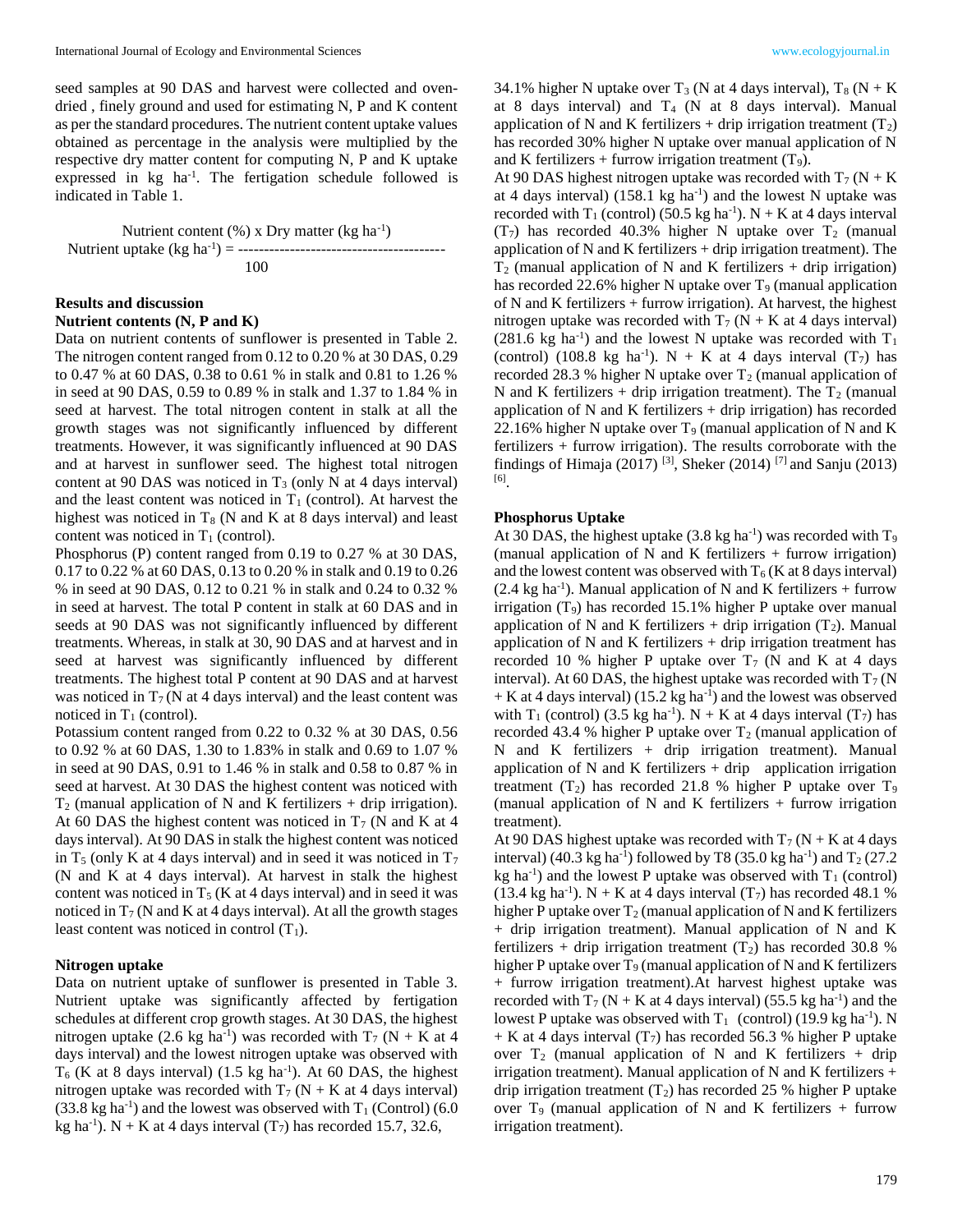seed samples at 90 DAS and harvest were collected and oven-dried , finely ground and used for estimating N, P and K content as per the standard procedures. The nutrient content uptake values obtained as percentage in the analysis were multiplied by the respective dry matter content for computing N, P and K uptake expressed in kg $ha^{-1}$. The fertigation schedule followed is indicated in Table 1.

$$\text{Nutrient uptake (kg ha}^{-1}) = \frac{\text{Nutrient content (\%) x Dry matter (kg ha}^{-1})}{100}$$

## Results and discussion

### Nutrient contents (N, P and K)

Data on nutrient contents of sunflower is presented in Table 2. The nitrogen content ranged from 0.12 to 0.20 % at 30 DAS, 0.29 to 0.47 % at 60 DAS, 0.38 to 0.61 % in stalk and 0.81 to 1.26 % in seed at 90 DAS, 0.59 to 0.89 % in stalk and 1.37 to 1.84 % in seed at harvest. The total nitrogen content in stalk at all the growth stages was not significantly influenced by different treatments. However, it was significantly influenced at 90 DAS and at harvest in sunflower seed. The highest total nitrogen content at 90 DAS was noticed in $T_3$ (only N at 4 days interval) and the least content was noticed in $T_1$ (control). At harvest the highest was noticed in $T_8$ (N and K at 8 days interval) and least content was noticed in $T_1$ (control).

Phosphorus (P) content ranged from 0.19 to 0.27 % at 30 DAS, 0.17 to 0.22 % at 60 DAS, 0.13 to 0.20 % in stalk and 0.19 to 0.26 % in seed at 90 DAS, 0.12 to 0.21 % in stalk and 0.24 to 0.32 % in seed at harvest. The total P content in stalk at 60 DAS and in seeds at 90 DAS was not significantly influenced by different treatments. Whereas, in stalk at 30, 90 DAS and at harvest and in seed at harvest was significantly influenced by different treatments. The highest total P content at 90 DAS and at harvest was noticed in $T_7$ (N at 4 days interval) and the least content was noticed in $T_1$ (control).

Potassium content ranged from 0.22 to 0.32 % at 30 DAS, 0.56 to 0.92 % at 60 DAS, 1.30 to 1.83% in stalk and 0.69 to 1.07 % in seed at 90 DAS, 0.91 to 1.46 % in stalk and 0.58 to 0.87 % in seed at harvest. At 30 DAS the highest content was noticed with $T_2$ (manual application of N and K fertilizers + drip irrigation). At 60 DAS the highest content was noticed in $T_7$ (N and K at 4 days interval). At 90 DAS in stalk the highest content was noticed in $T_5$ (only K at 4 days interval) and in seed it was noticed in $T_7$ (N and K at 4 days interval). At harvest in stalk the highest content was noticed in $T_5$ (K at 4 days interval) and in seed it was noticed in $T_7$ (N and K at 4 days interval). At all the growth stages least content was noticed in control ($T_1$).

### Nitrogen uptake

Data on nutrient uptake of sunflower is presented in Table 3. Nutrient uptake was significantly affected by fertigation schedules at different crop growth stages. At 30 DAS, the highest nitrogen uptake (2.6 kg $ha^{-1}$) was recorded with $T_7$ (N + K at 4 days interval) and the lowest nitrogen uptake was observed with $T_6$ (K at 8 days interval) (1.5 kg $ha^{-1}$). At 60 DAS, the highest nitrogen uptake was recorded with $T_7$ (N + K at 4 days interval) (33.8 kg $ha^{-1}$) and the lowest was observed with $T_1$ (Control) (6.0 kg $ha^{-1}$). N + K at 4 days interval ($T_7$) has recorded 15.7, 32.6, 34.1% higher N uptake over $T_3$ (N at 4 days interval), $T_8$ (N + K at 8 days interval) and $T_4$ (N at 8 days interval). Manual application of N and K fertilizers + drip irrigation treatment ($T_2$) has recorded 30% higher N uptake over manual application of N and K fertilizers + furrow irrigation treatment ($T_9$).

At 90 DAS highest nitrogen uptake was recorded with $T_7$ (N + K at 4 days interval) (158.1 kg $ha^{-1}$) and the lowest N uptake was recorded with $T_1$ (control) (50.5 kg $ha^{-1}$). N + K at 4 days interval ($T_7$) has recorded 40.3% higher N uptake over $T_2$ (manual application of N and K fertilizers + drip irrigation treatment). The $T_2$ (manual application of N and K fertilizers + drip irrigation) has recorded 22.6% higher N uptake over $T_9$ (manual application of N and K fertilizers + furrow irrigation). At harvest, the highest nitrogen uptake was recorded with $T_7$ (N + K at 4 days interval) (281.6 kg $ha^{-1}$) and the lowest N uptake was recorded with $T_1$ (control) (108.8 kg $ha^{-1}$). N + K at 4 days interval ($T_7$) has recorded 28.3 % higher N uptake over $T_2$ (manual application of N and K fertilizers + drip irrigation treatment). The $T_2$ (manual application of N and K fertilizers + drip irrigation) has recorded 22.16% higher N uptake over $T_9$ (manual application of N and K fertilizers + furrow irrigation). The results corroborate with the findings of Himaja (2017) [3], Sheker (2014) [7] and Sanju (2013) [6].

### Phosphorus Uptake

At 30 DAS, the highest uptake (3.8 kg $ha^{-1}$) was recorded with $T_9$ (manual application of N and K fertilizers + furrow irrigation) and the lowest content was observed with $T_6$ (K at 8 days interval) (2.4 kg $ha^{-1}$). Manual application of N and K fertilizers + furrow irrigation ($T_9$) has recorded 15.1% higher P uptake over manual application of N and K fertilizers + drip irrigation ($T_2$). Manual application of N and K fertilizers + drip irrigation treatment has recorded 10 % higher P uptake over $T_7$ (N and K at 4 days interval). At 60 DAS, the highest uptake was recorded with $T_7$ (N + K at 4 days interval) (15.2 kg $ha^{-1}$) and the lowest was observed with $T_1$ (control) (3.5 kg $ha^{-1}$). N + K at 4 days interval ($T_7$) has recorded 43.4 % higher P uptake over $T_2$ (manual application of N and K fertilizers + drip irrigation treatment). Manual application of N and K fertilizers + drip application irrigation treatment ($T_2$) has recorded 21.8 % higher P uptake over $T_9$ (manual application of N and K fertilizers + furrow irrigation treatment).

At 90 DAS highest uptake was recorded with $T_7$ (N + K at 4 days interval) (40.3 kg $ha^{-1}$) followed by T8 (35.0 kg $ha^{-1}$) and $T_2$ (27.2 kg $ha^{-1}$) and the lowest P uptake was observed with $T_1$ (control) (13.4 kg $ha^{-1}$). N + K at 4 days interval ($T_7$) has recorded 48.1 % higher P uptake over $T_2$ (manual application of N and K fertilizers + drip irrigation treatment). Manual application of N and K fertilizers + drip irrigation treatment ($T_2$) has recorded 30.8 % higher P uptake over $T_9$ (manual application of N and K fertilizers + furrow irrigation treatment).At harvest highest uptake was recorded with $T_7$ (N + K at 4 days interval) (55.5 kg $ha^{-1}$) and the lowest P uptake was observed with $T_1$ (control) (19.9 kg $ha^{-1}$). N + K at 4 days interval ($T_7$) has recorded 56.3 % higher P uptake over $T_2$ (manual application of N and K fertilizers + drip irrigation treatment). Manual application of N and K fertilizers + drip irrigation treatment ($T_2$) has recorded 25 % higher P uptake over $T_9$ (manual application of N and K fertilizers + furrow irrigation treatment).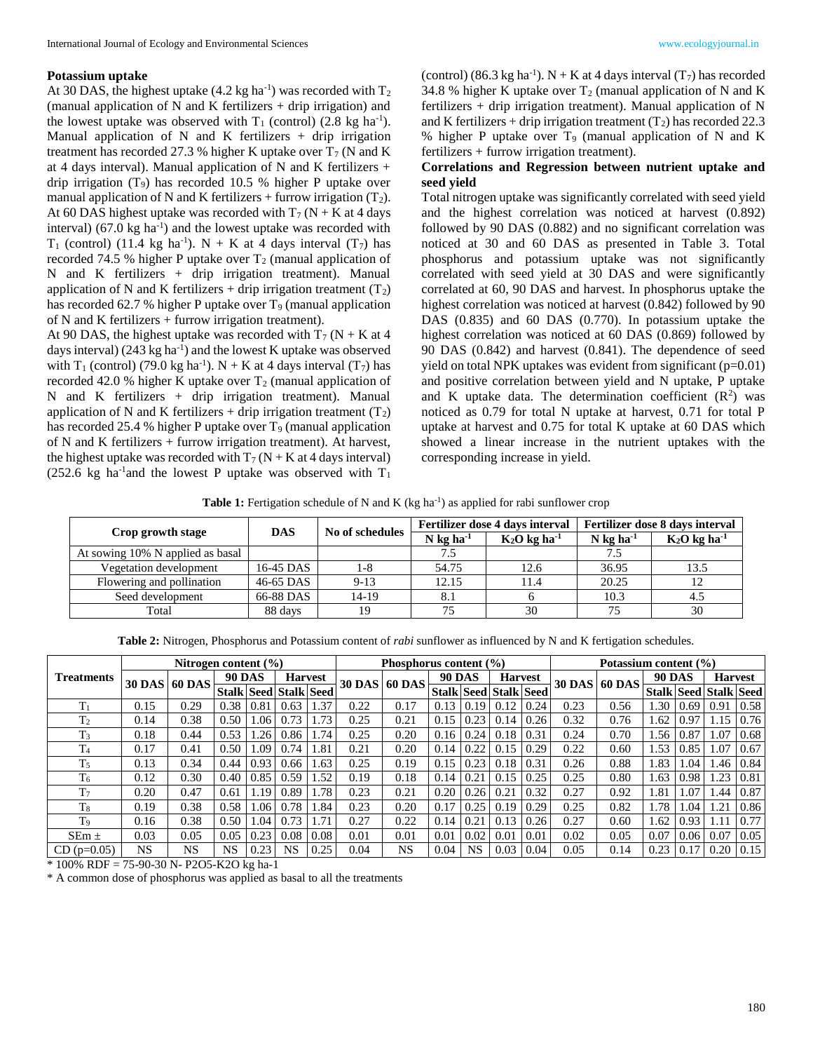### Potassium uptake

At 30 DAS, the highest uptake (4.2 kg ha$^{-1}$) was recorded with $T_2$ (manual application of N and K fertilizers + drip irrigation) and the lowest uptake was observed with $T_1$ (control) (2.8 kg ha$^{-1}$). Manual application of N and K fertilizers + drip irrigation treatment has recorded 27.3 % higher K uptake over $T_7$ (N and K at 4 days interval). Manual application of N and K fertilizers + drip irrigation ($T_9$) has recorded 10.5 % higher P uptake over manual application of N and K fertilizers + furrow irrigation ($T_2$). At 60 DAS highest uptake was recorded with $T_7$ (N + K at 4 days interval) (67.0 kg ha$^{-1}$) and the lowest uptake was recorded with $T_1$ (control) (11.4 kg ha$^{-1}$). N + K at 4 days interval ($T_7$) has recorded 74.5 % higher P uptake over $T_2$ (manual application of N and K fertilizers + drip irrigation treatment). Manual application of N and K fertilizers + drip irrigation treatment ($T_2$) has recorded 62.7 % higher P uptake over $T_9$ (manual application of N and K fertilizers + furrow irrigation treatment).

At 90 DAS, the highest uptake was recorded with $T_7$ (N + K at 4 days interval) (243 kg ha$^{-1}$) and the lowest K uptake was observed with $T_1$ (control) (79.0 kg ha$^{-1}$). N + K at 4 days interval ($T_7$) has recorded 42.0 % higher K uptake over $T_2$ (manual application of N and K fertilizers + drip irrigation treatment). Manual application of N and K fertilizers + drip irrigation treatment ($T_2$) has recorded 25.4 % higher P uptake over $T_9$ (manual application of N and K fertilizers + furrow irrigation treatment). At harvest, the highest uptake was recorded with $T_7$ (N + K at 4 days interval) (252.6 kg ha$^{-1}$and the lowest P uptake was observed with $T_1$ (control) (86.3 kg ha$^{-1}$). N + K at 4 days interval ($T_7$) has recorded 34.8 % higher K uptake over $T_2$ (manual application of N and K fertilizers + drip irrigation treatment). Manual application of N and K fertilizers + drip irrigation treatment ($T_2$) has recorded 22.3 % higher P uptake over $T_9$ (manual application of N and K fertilizers + furrow irrigation treatment).

### Correlations and Regression between nutrient uptake and seed yield

Total nitrogen uptake was significantly correlated with seed yield and the highest correlation was noticed at harvest (0.892) followed by 90 DAS (0.882) and no significant correlation was noticed at 30 and 60 DAS as presented in Table 3. Total phosphorus and potassium uptake was not significantly correlated with seed yield at 30 DAS and were significantly correlated at 60, 90 DAS and harvest. In phosphorus uptake the highest correlation was noticed at harvest (0.842) followed by 90 DAS (0.835) and 60 DAS (0.770). In potassium uptake the highest correlation was noticed at 60 DAS (0.869) followed by 90 DAS (0.842) and harvest (0.841). The dependence of seed yield on total NPK uptakes was evident from significant (p=0.01) and positive correlation between yield and N uptake, P uptake and K uptake data. The determination coefficient ($R^2$) was noticed as 0.79 for total N uptake at harvest, 0.71 for total P uptake at harvest and 0.75 for total K uptake at 60 DAS which showed a linear increase in the nutrient uptakes with the corresponding increase in yield.

**Table 1:** Fertigation schedule of N and K (kg ha$^{-1}$) as applied for rabi sunflower crop

| Crop growth stage | DAS | No of schedules | Fertilizer dose 4 days interval | | Fertilizer dose 8 days interval | |
|---|---|---|---|---|---|---|
| | | | N kg ha$^{-1}$ | $K_2O$ kg ha$^{-1}$ | N kg ha$^{-1}$ | $K_2O$ kg ha$^{-1}$ |
| At sowing 10% N applied as basal | | | 7.5 | | 7.5 | |
| Vegetation development | 16-45 DAS | 1-8 | 54.75 | 12.6 | 36.95 | 13.5 |
| Flowering and pollination | 46-65 DAS | 9-13 | 12.15 | 11.4 | 20.25 | 12 |
| Seed development | 66-88 DAS | 14-19 | 8.1 | 6 | 10.3 | 4.5 |
| Total | 88 days | 19 | 75 | 30 | 75 | 30 |

**Table 2:** Nitrogen, Phosphorus and Potassium content of *rabi* sunflower as influenced by N and K fertigation schedules.

| Treatments | Nitrogen content (%) | | | | | | Phosphorus content (%) | | | | | | Potassium content (%) | | | | | |
|---|---|---|---|---|---|---|---|---|---|---|---|---|---|---|---|---|---|---|
| | 30 DAS | 60 DAS | 90 DAS | | Harvest | | 30 DAS | 60 DAS | 90 DAS | | Harvest | | 30 DAS | 60 DAS | 90 DAS | | Harvest | |
| | | | Stalk | Seed | Stalk | Seed | | | Stalk | Seed | Stalk | Seed | | | Stalk | Seed | Stalk | Seed |
| $T_1$ | 0.15 | 0.29 | 0.38 | 0.81 | 0.63 | 1.37 | 0.22 | 0.17 | 0.13 | 0.19 | 0.12 | 0.24 | 0.23 | 0.56 | 1.30 | 0.69 | 0.91 | 0.58 |
| $T_2$ | 0.14 | 0.38 | 0.50 | 1.06 | 0.73 | 1.73 | 0.25 | 0.21 | 0.15 | 0.23 | 0.14 | 0.26 | 0.32 | 0.76 | 1.62 | 0.97 | 1.15 | 0.76 |
| $T_3$ | 0.18 | 0.44 | 0.53 | 1.26 | 0.86 | 1.74 | 0.25 | 0.20 | 0.16 | 0.24 | 0.18 | 0.31 | 0.24 | 0.70 | 1.56 | 0.87 | 1.07 | 0.68 |
| $T_4$ | 0.17 | 0.41 | 0.50 | 1.09 | 0.74 | 1.81 | 0.21 | 0.20 | 0.14 | 0.22 | 0.15 | 0.29 | 0.22 | 0.60 | 1.53 | 0.85 | 1.07 | 0.67 |
| $T_5$ | 0.13 | 0.34 | 0.44 | 0.93 | 0.66 | 1.63 | 0.25 | 0.19 | 0.15 | 0.23 | 0.18 | 0.31 | 0.26 | 0.88 | 1.83 | 1.04 | 1.46 | 0.84 |
| $T_6$ | 0.12 | 0.30 | 0.40 | 0.85 | 0.59 | 1.52 | 0.19 | 0.18 | 0.14 | 0.21 | 0.15 | 0.25 | 0.25 | 0.80 | 1.63 | 0.98 | 1.23 | 0.81 |
| $T_7$ | 0.20 | 0.47 | 0.61 | 1.19 | 0.89 | 1.78 | 0.23 | 0.21 | 0.20 | 0.26 | 0.21 | 0.32 | 0.27 | 0.92 | 1.81 | 1.07 | 1.44 | 0.87 |
| $T_8$ | 0.19 | 0.38 | 0.58 | 1.06 | 0.78 | 1.84 | 0.23 | 0.20 | 0.17 | 0.25 | 0.19 | 0.29 | 0.25 | 0.82 | 1.78 | 1.04 | 1.21 | 0.86 |
| $T_9$ | 0.16 | 0.38 | 0.50 | 1.04 | 0.73 | 1.71 | 0.27 | 0.22 | 0.14 | 0.21 | 0.13 | 0.26 | 0.27 | 0.60 | 1.62 | 0.93 | 1.11 | 0.77 |
| SEm ± | 0.03 | 0.05 | 0.05 | 0.23 | 0.08 | 0.08 | 0.01 | 0.01 | 0.01 | 0.02 | 0.01 | 0.01 | 0.02 | 0.05 | 0.07 | 0.06 | 0.07 | 0.05 |
| CD (p=0.05) | NS | NS | NS | 0.23 | NS | 0.25 | 0.04 | NS | 0.04 | NS | 0.03 | 0.04 | 0.05 | 0.14 | 0.23 | 0.17 | 0.20 | 0.15 |

\* 100% RDF = 75-90-30 N- P2O5-K2O kg ha-1

\* A common dose of phosphorus was applied as basal to all the treatments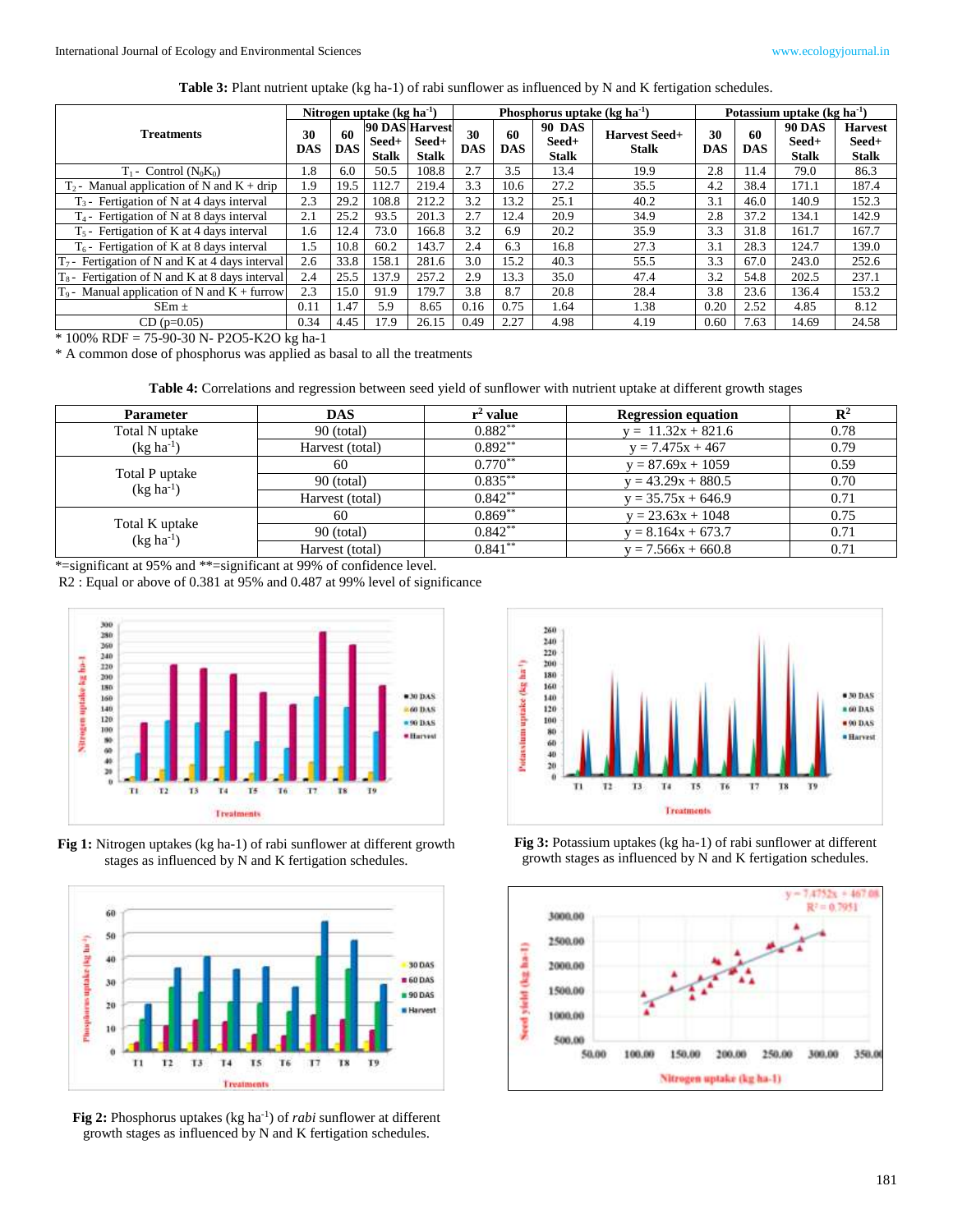**Table 3:** Plant nutrient uptake (kg ha-1) of rabi sunflower as influenced by N and K fertigation schedules.

| Treatments | Nitrogen uptake (kg ha$^{-1}$) | | | | Phosphorus uptake (kg ha$^{-1}$) | | | | Potassium uptake (kg ha$^{-1}$) | | | |
|---|---|---|---|---|---|---|---|---|---|---|---|---|
| | 30 DAS | 60 DAS | 90 DAS Seed+ Stalk | Harvest Seed+ Stalk | 30 DAS | 60 DAS | 90 DAS Seed+ Stalk | Harvest Seed+ Stalk | 30 DAS | 60 DAS | 90 DAS Seed+ Stalk | Harvest Seed+ Stalk |
| $T_1$ - Control ($N_0K_0$) | 1.8 | 6.0 | 50.5 | 108.8 | 2.7 | 3.5 | 13.4 | 19.9 | 2.8 | 11.4 | 79.0 | 86.3 |
| $T_2$ - Manual application of N and K + drip | 1.9 | 19.5 | 112.7 | 219.4 | 3.3 | 10.6 | 27.2 | 35.5 | 4.2 | 38.4 | 171.1 | 187.4 |
| $T_3$ - Fertigation of N at 4 days interval | 2.3 | 29.2 | 108.8 | 212.2 | 3.2 | 13.2 | 25.1 | 40.2 | 3.1 | 46.0 | 140.9 | 152.3 |
| $T_4$ - Fertigation of N at 8 days interval | 2.1 | 25.2 | 93.5 | 201.3 | 2.7 | 12.4 | 20.9 | 34.9 | 2.8 | 37.2 | 134.1 | 142.9 |
| $T_5$ - Fertigation of K at 4 days interval | 1.6 | 12.4 | 73.0 | 166.8 | 3.2 | 6.9 | 20.2 | 35.9 | 3.3 | 31.8 | 161.7 | 167.7 |
| $T_6$ - Fertigation of K at 8 days interval | 1.5 | 10.8 | 60.2 | 143.7 | 2.4 | 6.3 | 16.8 | 27.3 | 3.1 | 28.3 | 124.7 | 139.0 |
| $T_7$ - Fertigation of N and K at 4 days interval | 2.6 | 33.8 | 158.1 | 281.6 | 3.0 | 15.2 | 40.3 | 55.5 | 3.3 | 67.0 | 243.0 | 252.6 |
| $T_8$ - Fertigation of N and K at 8 days interval | 2.4 | 25.5 | 137.9 | 257.2 | 2.9 | 13.3 | 35.0 | 47.4 | 3.2 | 54.8 | 202.5 | 237.1 |
| $T_9$ - Manual application of N and K + furrow | 2.3 | 15.0 | 91.9 | 179.7 | 3.8 | 8.7 | 20.8 | 28.4 | 3.8 | 23.6 | 136.4 | 153.2 |
| SEm ± | 0.11 | 1.47 | 5.9 | 8.65 | 0.16 | 0.75 | 1.64 | 1.38 | 0.20 | 2.52 | 4.85 | 8.12 |
| CD (p=0.05) | 0.34 | 4.45 | 17.9 | 26.15 | 0.49 | 2.27 | 4.98 | 4.19 | 0.60 | 7.63 | 14.69 | 24.58 |

* 100% RDF = 75-90-30 N- P2O5-K2O kg ha-1

* A common dose of phosphorus was applied as basal to all the treatments

**Table 4:** Correlations and regression between seed yield of sunflower with nutrient uptake at different growth stages

| Parameter | DAS | $r^2$ value | Regression equation | $R^2$ |
|---|---|---|---|---|
| Total N uptake (kg ha$^{-1}$) | 90 (total) | 0.882** | $y = 11.32x + 821.6$ | 0.78 |
| | Harvest (total) | 0.892** | $y = 7.475x + 467$ | 0.79 |
| Total P uptake (kg ha$^{-1}$) | 60 | 0.770** | $y = 87.69x + 1059$ | 0.59 |
| | 90 (total) | 0.835** | $y = 43.29x + 880.5$ | 0.70 |
| | Harvest (total) | 0.842** | $y = 35.75x + 646.9$ | 0.71 |
| Total K uptake (kg ha$^{-1}$) | 60 | 0.869** | $y = 23.63x + 1048$ | 0.75 |
| | 90 (total) | 0.842** | $y = 8.164x + 673.7$ | 0.71 |
| | Harvest (total) | 0.841** | $y = 7.566x + 660.8$ | 0.71 |

*=significant at 95% and **=significant at 99% of confidence level.

R2 : Equal or above of 0.381 at 95% and 0.487 at 99% level of significance

**Fig 1:** Nitrogen uptakes (kg ha-1) of rabi sunflower at different growth stages as influenced by N and K fertigation schedules.

**Fig 2:** Phosphorus uptakes (kg ha$^{-1}$) of *rabi* sunflower at different growth stages as influenced by N and K fertigation schedules.

**Fig 3:** Potassium uptakes (kg ha-1) of rabi sunflower at different growth stages as influenced by N and K fertigation schedules.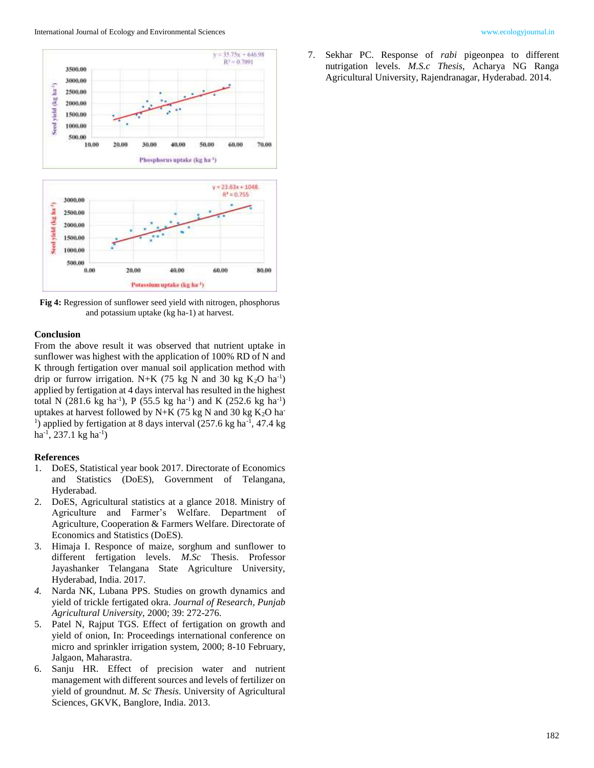y = 35.75x + 646.98
R² = 0.7091

3500.00
3000.00
2500.00
2000.00
1500.00
1000.00
500.00

Seed yield (kg ha⁻¹)

10.00 20.00 30.00 40.00 50.00 60.00 70.00

Phosphorus uptake (kg ha⁻¹)

y = 23.63x + 1048
R² = 0.755

3000.00
2500.00
2000.00
1500.00
1000.00
500.00

Seed yield (kg ha⁻¹)

0.00 20.00 40.00 60.00 80.00

Potassium uptake (kg ha⁻¹)

**Fig 4:** Regression of sunflower seed yield with nitrogen, phosphorus and potassium uptake (kg ha-1) at harvest.

## Conclusion

From the above result it was observed that nutrient uptake in sunflower was highest with the application of 100% RD of N and K through fertigation over manual soil application method with drip or furrow irrigation. N+K (75 kg N and 30 kg $K_2O$ $ha^{-1}$) applied by fertigation at 4 days interval has resulted in the highest total N (281.6 kg $ha^{-1}$), P (55.5 kg $ha^{-1}$) and K (252.6 kg $ha^{-1}$) uptakes at harvest followed by N+K (75 kg N and 30 kg $K_2O$ $ha^{-1}$) applied by fertigation at 8 days interval (257.6 kg $ha^{-1}$, 47.4 kg $ha^{-1}$, 237.1 kg $ha^{-1}$)

## References

1. DoES, Statistical year book 2017. Directorate of Economics and Statistics (DoES), Government of Telangana, Hyderabad.
2. DoES, Agricultural statistics at a glance 2018. Ministry of Agriculture and Farmer's Welfare. Department of Agriculture, Cooperation & Farmers Welfare. Directorate of Economics and Statistics (DoES).
3. Himaja I. Responce of maize, sorghum and sunflower to different fertigation levels. *M.Sc* Thesis. Professor Jayashanker Telangana State Agriculture University, Hyderabad, India. 2017.
4. Narda NK, Lubana PPS. Studies on growth dynamics and yield of trickle fertigated okra. *Journal of Research, Punjab Agricultural University*, 2000; 39: 272-276.
5. Patel N, Rajput TGS. Effect of fertigation on growth and yield of onion, In: Proceedings international conference on micro and sprinkler irrigation system, 2000; 8-10 February, Jalgaon, Maharastra.
6. Sanju HR. Effect of precision water and nutrient management with different sources and levels of fertilizer on yield of groundnut. *M. Sc Thesis*. University of Agricultural Sciences, GKVK, Banglore, India. 2013.
7. Sekhar PC. Response of *rabi* pigeonpea to different nutrigation levels. *M.S.c Thesis*, Acharya NG Ranga Agricultural University, Rajendranagar, Hyderabad. 2014.